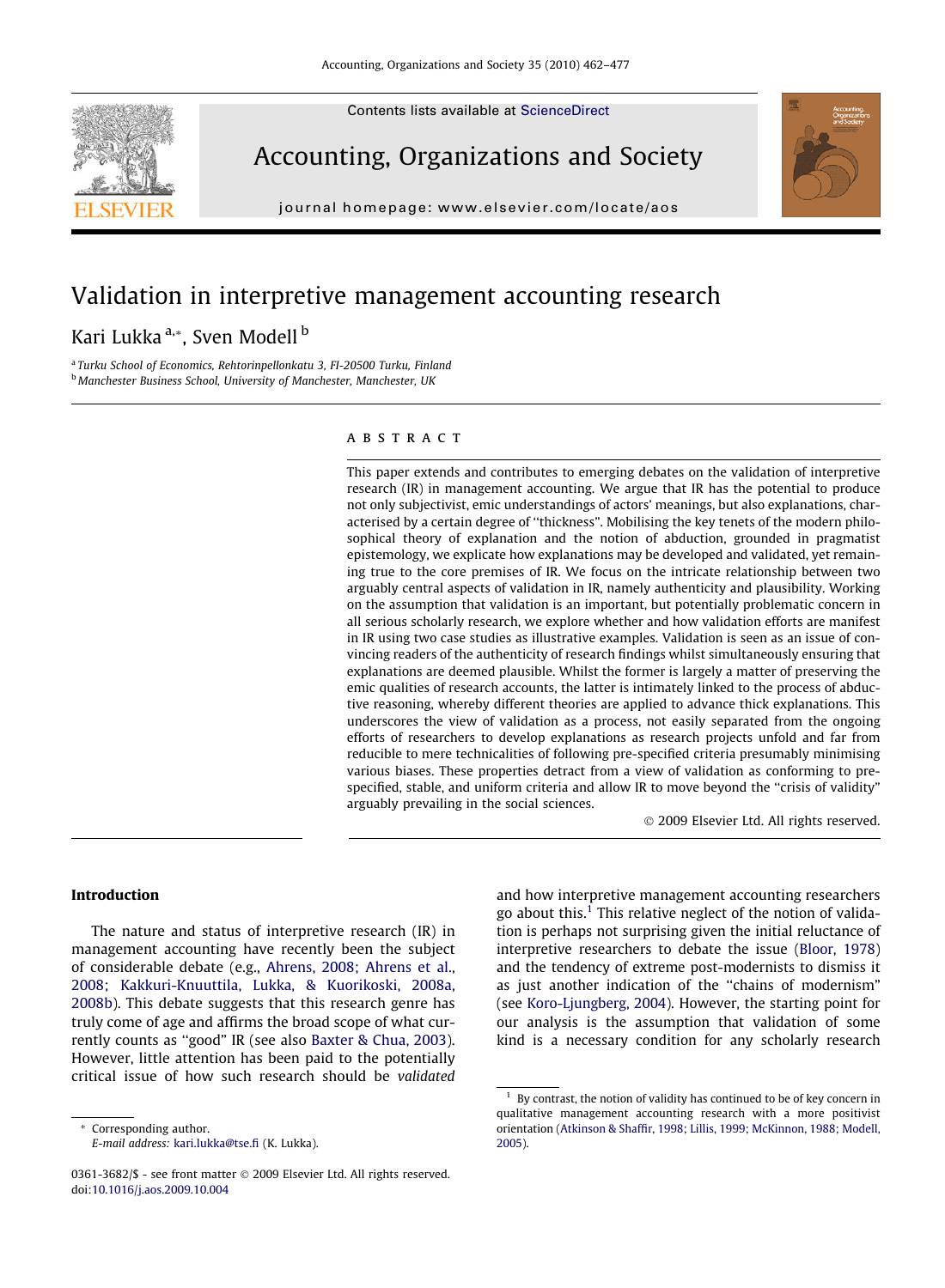# Validation in interpretive management accounting research

Kari Lukka [a,*], Sven Modell [b]

[a] Turku School of Economics, Rehtorinpellonkatu 3, FI-20500 Turku, Finland
[b] Manchester Business School, University of Manchester, Manchester, UK

## ABSTRACT

This paper extends and contributes to emerging debates on the validation of interpretive research (IR) in management accounting. We argue that IR has the potential to produce not only subjectivist, emic understandings of actors' meanings, but also explanations, characterised by a certain degree of "thickness". Mobilising the key tenets of the modern philosophical theory of explanation and the notion of abduction, grounded in pragmatist epistemology, we explicate how explanations may be developed and validated, yet remaining true to the core premises of IR. We focus on the intricate relationship between two arguably central aspects of validation in IR, namely authenticity and plausibility. Working on the assumption that validation is an important, but potentially problematic concern in all serious scholarly research, we explore whether and how validation efforts are manifest in IR using two case studies as illustrative examples. Validation is seen as an issue of convincing readers of the authenticity of research findings whilst simultaneously ensuring that explanations are deemed plausible. Whilst the former is largely a matter of preserving the emic qualities of research accounts, the latter is intimately linked to the process of abductive reasoning, whereby different theories are applied to advance thick explanations. This underscores the view of validation as a process, not easily separated from the ongoing efforts of researchers to develop explanations as research projects unfold and far from reducible to mere technicalities of following pre-specified criteria presumably minimising various biases. These properties detract from a view of validation as conforming to pre-specified, stable, and uniform criteria and allow IR to move beyond the "crisis of validity" arguably prevailing in the social sciences.

© 2009 Elsevier Ltd. All rights reserved.

## Introduction

The nature and status of interpretive research (IR) in management accounting have recently been the subject of considerable debate (e.g., Ahrens, 2008; Ahrens et al., 2008; Kakkuri-Knuuttila, Lukka, & Kuorikoski, 2008a, 2008b). This debate suggests that this research genre has truly come of age and affirms the broad scope of what currently counts as "good" IR (see also Baxter & Chua, 2003). However, little attention has been paid to the potentially critical issue of how such research should be *validated* and how interpretive management accounting researchers go about this.[1] This relative neglect of the notion of validation is perhaps not surprising given the initial reluctance of interpretive researchers to debate the issue (Bloor, 1978) and the tendency of extreme post-modernists to dismiss it as just another indication of the "chains of modernism" (see Koro-Ljungberg, 2004). However, the starting point for our analysis is the assumption that validation of some kind is a necessary condition for any scholarly research

[1] By contrast, the notion of validity has continued to be of key concern in qualitative management accounting research with a more positivist orientation (Atkinson & Shaffir, 1998; Lillis, 1999; McKinnon, 1988; Modell, 2005).

\* Corresponding author.
E-mail address: kari.lukka@tse.fi (K. Lukka).

0361-3682/$ - see front matter © 2009 Elsevier Ltd. All rights reserved.
doi:10.1016/j.aos.2009.10.004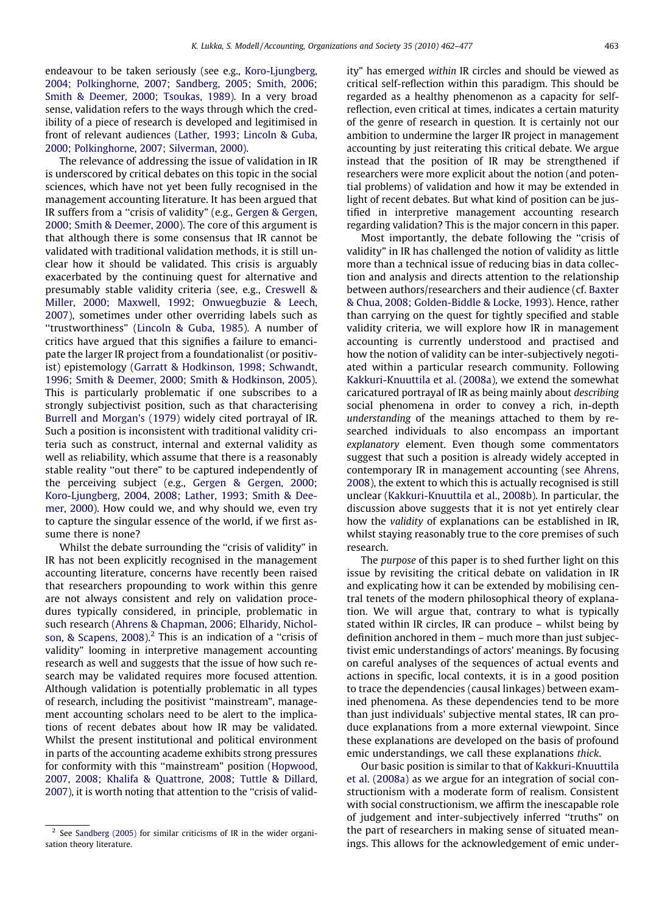endeavour to be taken seriously (see e.g., Koro-Ljungberg, 2004; Polkinghorne, 2007; Sandberg, 2005; Smith, 2006; Smith & Deemer, 2000; Tsoukas, 1989). In a very broad sense, validation refers to the ways through which the credibility of a piece of research is developed and legitimised in front of relevant audiences (Lather, 1993; Lincoln & Guba, 2000; Polkinghorne, 2007; Silverman, 2000).

The relevance of addressing the issue of validation in IR is underscored by critical debates on this topic in the social sciences, which have not yet been fully recognised in the management accounting literature. It has been argued that IR suffers from a "crisis of validity" (e.g., Gergen & Gergen, 2000; Smith & Deemer, 2000). The core of this argument is that although there is some consensus that IR cannot be validated with traditional validation methods, it is still unclear how it should be validated. This crisis is arguably exacerbated by the continuing quest for alternative and presumably stable validity criteria (see, e.g., Creswell & Miller, 2000; Maxwell, 1992; Onwuegbuzie & Leech, 2007), sometimes under other overriding labels such as "trustworthiness" (Lincoln & Guba, 1985). A number of critics have argued that this signifies a failure to emancipate the larger IR project from a foundationalist (or positivist) epistemology (Garratt & Hodkinson, 1998; Schwandt, 1996; Smith & Deemer, 2000; Smith & Hodkinson, 2005). This is particularly problematic if one subscribes to a strongly subjectivist position, such as that characterising Burrell and Morgan's (1979) widely cited portrayal of IR. Such a position is inconsistent with traditional validity criteria such as construct, internal and external validity as well as reliability, which assume that there is a reasonably stable reality "out there" to be captured independently of the perceiving subject (e.g., Gergen & Gergen, 2000; Koro-Ljungberg, 2004, 2008; Lather, 1993; Smith & Deemer, 2000). How could we, and why should we, even try to capture the singular essence of the world, if we first assume there is none?

Whilst the debate surrounding the "crisis of validity" in IR has not been explicitly recognised in the management accounting literature, concerns have recently been raised that researchers propounding to work within this genre are not always consistent and rely on validation procedures typically considered, in principle, problematic in such research (Ahrens & Chapman, 2006; Elharidy, Nicholson, & Scapens, 2008).[2] This is an indication of a "crisis of validity" looming in interpretive management accounting research as well and suggests that the issue of how such research may be validated requires more focused attention. Although validation is potentially problematic in all types of research, including the positivist "mainstream", management accounting scholars need to be alert to the implications of recent debates about how IR may be validated. Whilst the present institutional and political environment in parts of the accounting academe exhibits strong pressures for conformity with this "mainstream" position (Hopwood, 2007, 2008; Khalifa & Quattrone, 2008; Tuttle & Dillard, 2007), it is worth noting that attention to the "crisis of validity" has emerged *within* IR circles and should be viewed as critical self-reflection within this paradigm. This should be regarded as a healthy phenomenon as a capacity for self-reflection, even critical at times, indicates a certain maturity of the genre of research in question. It is certainly not our ambition to undermine the larger IR project in management accounting by just reiterating this critical debate. We argue instead that the position of IR may be strengthened if researchers were more explicit about the notion (and potential problems) of validation and how it may be extended in light of recent debates. But what kind of position can be justified in interpretive management accounting research regarding validation? This is the major concern in this paper.

Most importantly, the debate following the "crisis of validity" in IR has challenged the notion of validity as little more than a technical issue of reducing bias in data collection and analysis and directs attention to the relationship between authors/researchers and their audience (cf. Baxter & Chua, 2008; Golden-Biddle & Locke, 1993). Hence, rather than carrying on the quest for tightly specified and stable validity criteria, we will explore how IR in management accounting is currently understood and practised and how the notion of validity can be inter-subjectively negotiated within a particular research community. Following Kakkuri-Knuuttila et al. (2008a), we extend the somewhat caricatured portrayal of IR as being mainly about *describing* social phenomena in order to convey a rich, in-depth *understanding* of the meanings attached to them by researched individuals to also encompass an important *explanatory* element. Even though some commentators suggest that such a position is already widely accepted in contemporary IR in management accounting (see Ahrens, 2008), the extent to which this is actually recognised is still unclear (Kakkuri-Knuuttila et al., 2008b). In particular, the discussion above suggests that it is not yet entirely clear how the *validity* of explanations can be established in IR, whilst staying reasonably true to the core premises of such research.

The *purpose* of this paper is to shed further light on this issue by revisiting the critical debate on validation in IR and explicating how it can be extended by mobilising central tenets of the modern philosophical theory of explanation. We will argue that, contrary to what is typically stated within IR circles, IR can produce – whilst being by definition anchored in them – much more than just subjectivist emic understandings of actors' meanings. By focusing on careful analyses of the sequences of actual events and actions in specific, local contexts, it is in a good position to trace the dependencies (causal linkages) between examined phenomena. As these dependencies tend to be more than just individuals' subjective mental states, IR can produce explanations from a more external viewpoint. Since these explanations are developed on the basis of profound emic understandings, we call these explanations *thick*.

Our basic position is similar to that of Kakkuri-Knuuttila et al. (2008a) as we argue for an integration of social constructionism with a moderate form of realism. Consistent with social constructionism, we affirm the inescapable role of judgement and inter-subjectively inferred "truths" on the part of researchers in making sense of situated meanings. This allows for the acknowledgement of emic under-

[2] See Sandberg (2005) for similar criticisms of IR in the wider organisation theory literature.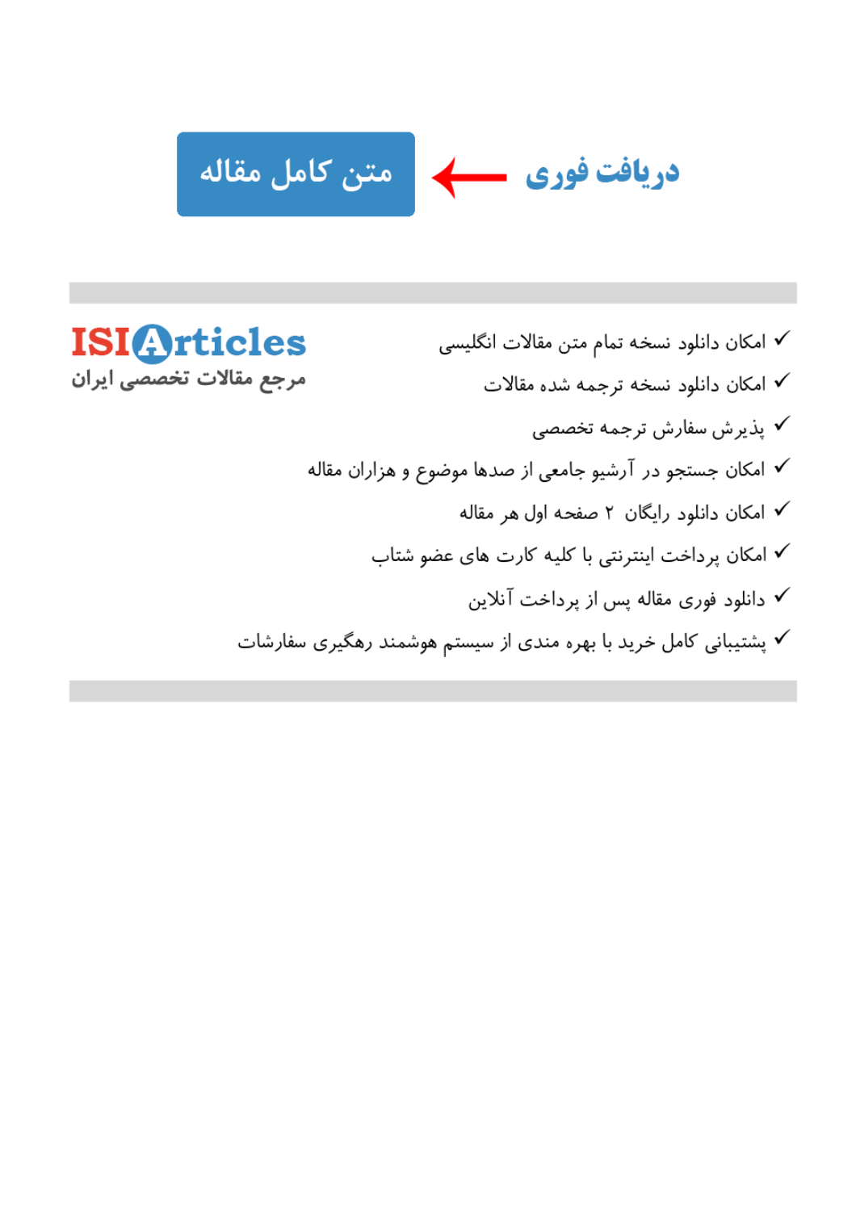دریافت فوری ← **متن کامل مقاله**

**ISIArticles**
مرجع مقالات تخصصی ایران

- ✓ امکان دانلود نسخه تمام متن مقالات انگلیسی
- ✓ امکان دانلود نسخه ترجمه شده مقالات
- ✓ پذیرش سفارش ترجمه تخصصی
- ✓ امکان جستجو در آرشیو جامعی از صدها موضوع و هزاران مقاله
- ✓ امکان دانلود رایگان ۲ صفحه اول هر مقاله
- ✓ امکان پرداخت اینترنتی با کلیه کارت های عضو شتاب
- ✓ دانلود فوری مقاله پس از پرداخت آنلاین
- ✓ پشتیبانی کامل خرید با بهره مندی از سیستم هوشمند رهگیری سفارشات